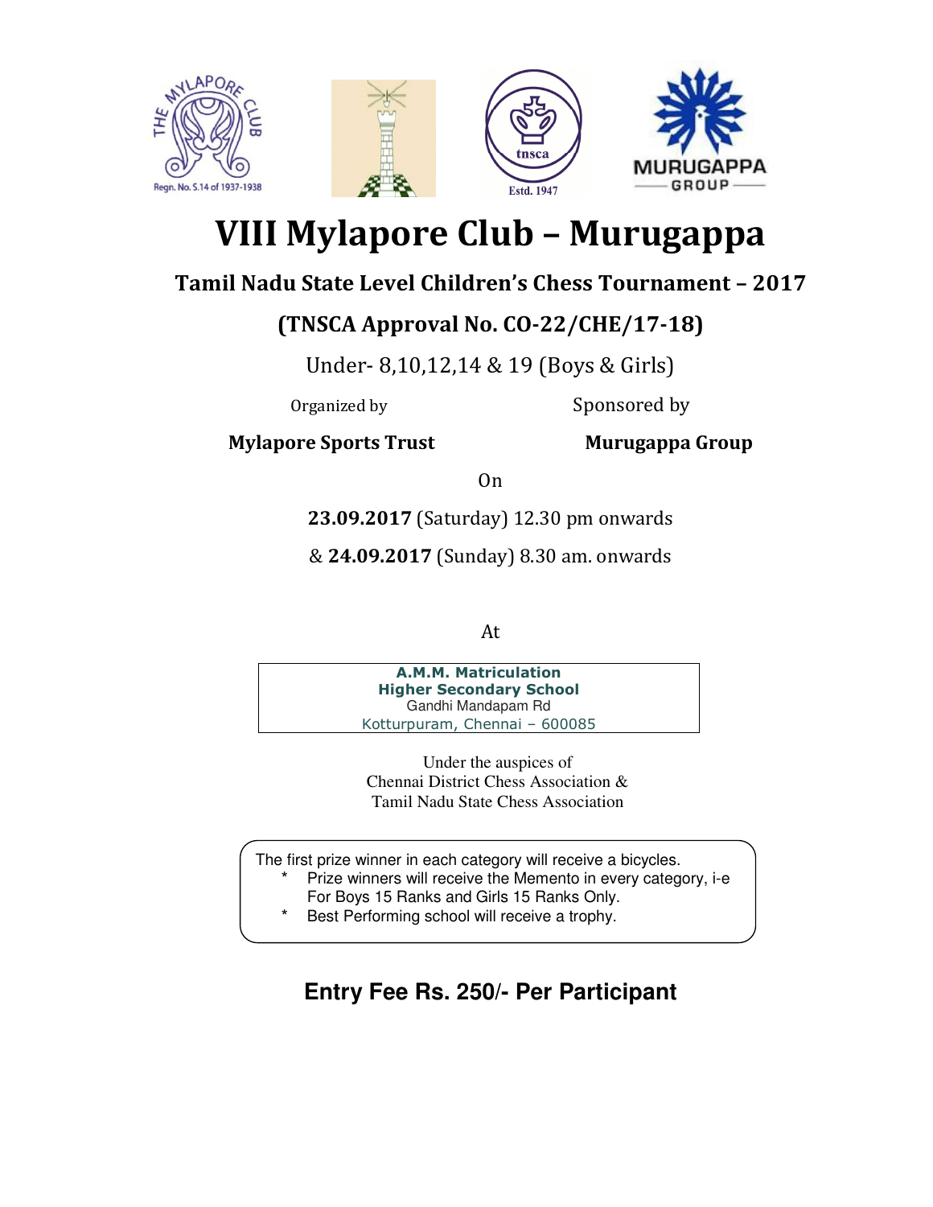# VIII Mylapore Club – Murugappa

## Tamil Nadu State Level Children's Chess Tournament – 2017

## (TNSCA Approval No. CO-22/CHE/17-18)

Under- 8,10,12,14 & 19 (Boys & Girls)

Organized by

**Mylapore Sports Trust**

Sponsored by

**Murugappa Group**

On

**23.09.2017** (Saturday) 12.30 pm onwards

& **24.09.2017** (Sunday) 8.30 am. onwards

At

**A.M.M. Matriculation**
**Higher Secondary School**
Gandhi Mandapam Rd
Kotturpuram, Chennai – 600085

Under the auspices of
Chennai District Chess Association &
Tamil Nadu State Chess Association

The first prize winner in each category will receive a bicycles.

* Prize winners will receive the Memento in every category, i-e For Boys 15 Ranks and Girls 15 Ranks Only.
* Best Performing school will receive a trophy.

**Entry Fee Rs. 250/- Per Participant**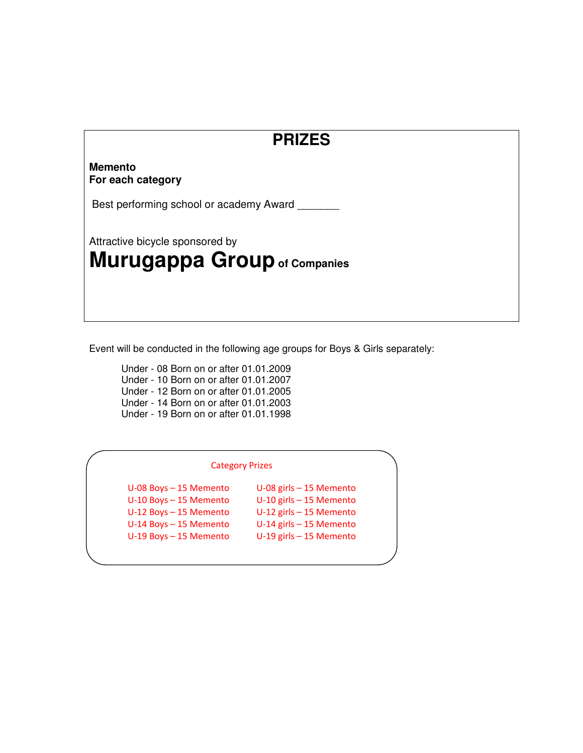# PRIZES

**Memento**
**For each category**

Best performing school or academy Award _______

Attractive bicycle sponsored by

**Murugappa Group of Companies**

Event will be conducted in the following age groups for Boys & Girls separately:

- Under - 08 Born on or after 01.01.2009
- Under - 10 Born on or after 01.01.2007
- Under - 12 Born on or after 01.01.2005
- Under - 14 Born on or after 01.01.2003
- Under - 19 Born on or after 01.01.1998

**Category Prizes**

| Boys | Girls |
|---|---|
| U-08 Boys – 15 Memento | U-08 girls – 15 Memento |
| U-10 Boys – 15 Memento | U-10 girls – 15 Memento |
| U-12 Boys – 15 Memento | U-12 girls – 15 Memento |
| U-14 Boys – 15 Memento | U-14 girls – 15 Memento |
| U-19 Boys – 15 Memento | U-19 girls – 15 Memento |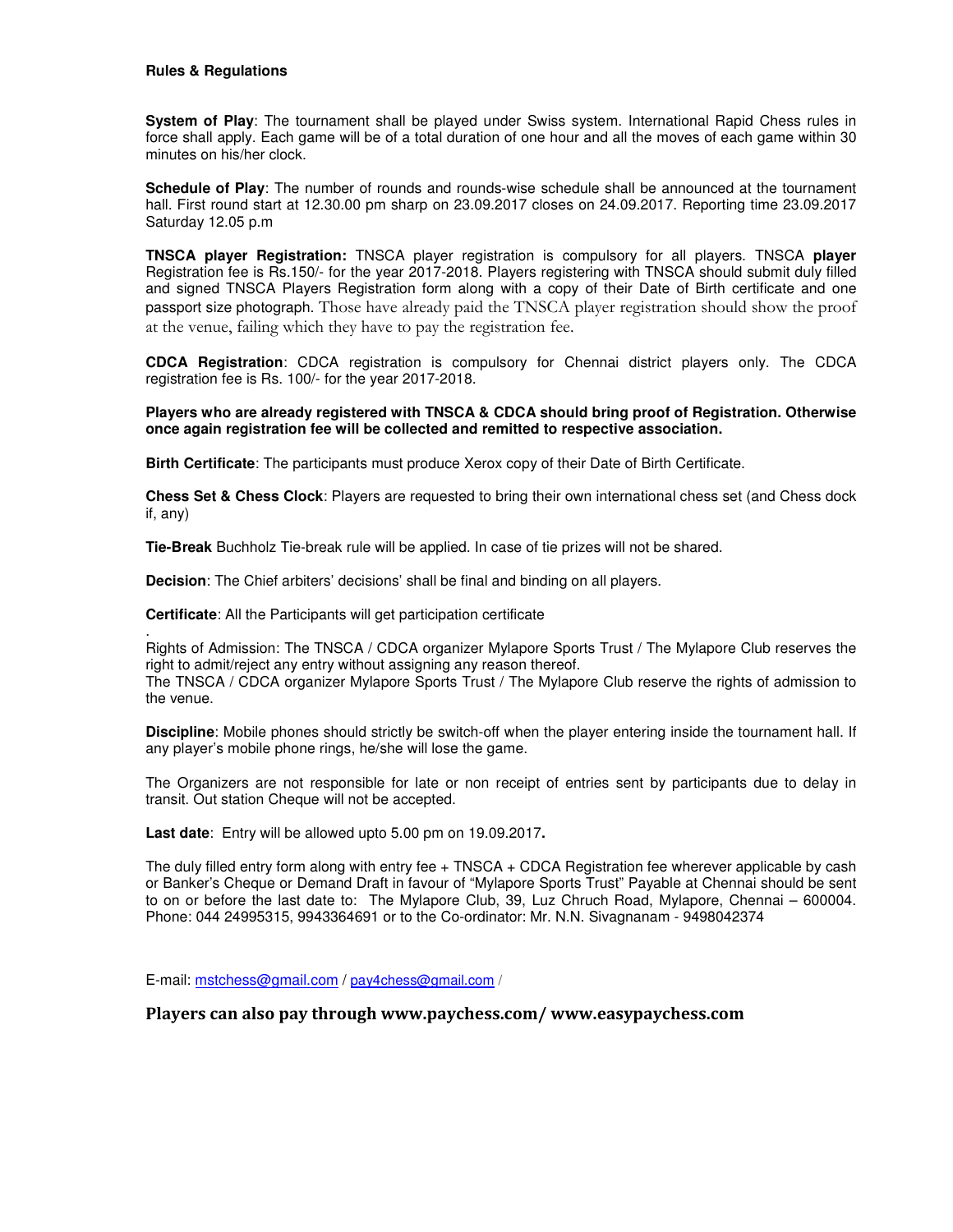**Rules & Regulations**

**System of Play**: The tournament shall be played under Swiss system. International Rapid Chess rules in force shall apply. Each game will be of a total duration of one hour and all the moves of each game within 30 minutes on his/her clock.

**Schedule of Play**: The number of rounds and rounds-wise schedule shall be announced at the tournament hall. First round start at 12.30.00 pm sharp on 23.09.2017 closes on 24.09.2017. Reporting time 23.09.2017 Saturday 12.05 p.m

**TNSCA player Registration:** TNSCA player registration is compulsory for all players. TNSCA **player** Registration fee is Rs.150/- for the year 2017-2018. Players registering with TNSCA should submit duly filled and signed TNSCA Players Registration form along with a copy of their Date of Birth certificate and one passport size photograph. Those have already paid the TNSCA player registration should show the proof at the venue, failing which they have to pay the registration fee.

**CDCA Registration**: CDCA registration is compulsory for Chennai district players only. The CDCA registration fee is Rs. 100/- for the year 2017-2018.

**Players who are already registered with TNSCA & CDCA should bring proof of Registration. Otherwise once again registration fee will be collected and remitted to respective association.**

**Birth Certificate**: The participants must produce Xerox copy of their Date of Birth Certificate.

**Chess Set & Chess Clock**: Players are requested to bring their own international chess set (and Chess dock if, any)

**Tie-Break** Buchholz Tie-break rule will be applied. In case of tie prizes will not be shared.

**Decision**: The Chief arbiters' decisions' shall be final and binding on all players.

**Certificate**: All the Participants will get participation certificate

.
Rights of Admission: The TNSCA / CDCA organizer Mylapore Sports Trust / The Mylapore Club reserves the right to admit/reject any entry without assigning any reason thereof.
The TNSCA / CDCA organizer Mylapore Sports Trust / The Mylapore Club reserve the rights of admission to the venue.

**Discipline**: Mobile phones should strictly be switch-off when the player entering inside the tournament hall. If any player's mobile phone rings, he/she will lose the game.

The Organizers are not responsible for late or non receipt of entries sent by participants due to delay in transit. Out station Cheque will not be accepted.

**Last date**: Entry will be allowed upto 5.00 pm on 19.09.2017**.**

The duly filled entry form along with entry fee + TNSCA + CDCA Registration fee wherever applicable by cash or Banker's Cheque or Demand Draft in favour of "Mylapore Sports Trust" Payable at Chennai should be sent to on or before the last date to: The Mylapore Club, 39, Luz Chruch Road, Mylapore, Chennai – 600004. Phone: 044 24995315, 9943364691 or to the Co-ordinator: Mr. N.N. Sivagnanam - 9498042374

E-mail: mstchess@gmail.com / pay4chess@gmail.com /

**Players can also pay through www.paychess.com/ www.easypaychess.com**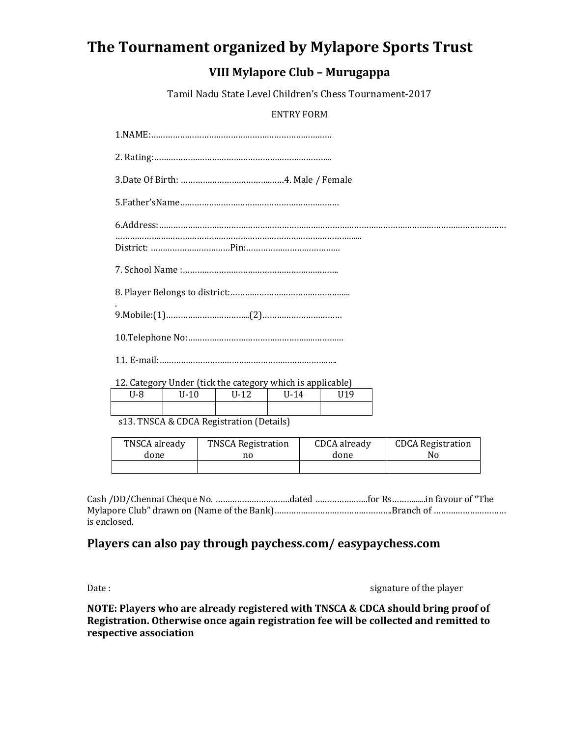# The Tournament organized by Mylapore Sports Trust

## VIII Mylapore Club – Murugappa

Tamil Nadu State Level Children's Chess Tournament-2017

ENTRY FORM

1.NAME:………………………………………………………………

2. Rating:……………………………………………………………..

3.Date Of Birth: ……………………………………4. Male / Female

5.Father'sName…………………………………………………

6.Address:…………………………………………………………………………………………………………………
……………………………………………………………………………….
District: ……………………………Pin:…………………………………

7. School Name :………………………………………………………..

8. Player Belongs to district:……………………………………………..
.
9.Mobile:(1)……………………………..(2)……………………………

10.Telephone No:…………………………………………………………

11. E-mail:………………………………………………………………..

12. Category Under (tick the category which is applicable)

| U-8 | U-10 | U-12 | U-14 | U19 |
|---|---|---|---|---|
| | | | | |

s13. TNSCA & CDCA Registration (Details)

| TNSCA already done | TNSCA Registration no | CDCA already done | CDCA Registration No |
|---|---|---|---|
| | | | |

Cash /DD/Chennai Cheque No. ………………………….dated …………………for Rs…………...in favour of "The Mylapore Club" drawn on (Name of the Bank)………………………………………..Branch of ………………………… is enclosed.

## Players can also pay through paychess.com/ easypaychess.com

Date : signature of the player

**NOTE: Players who are already registered with TNSCA & CDCA should bring proof of Registration. Otherwise once again registration fee will be collected and remitted to respective association**